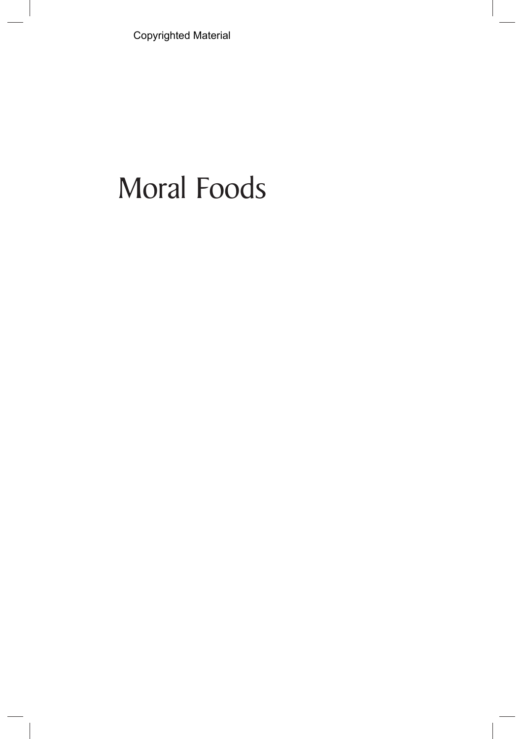# Moral Foods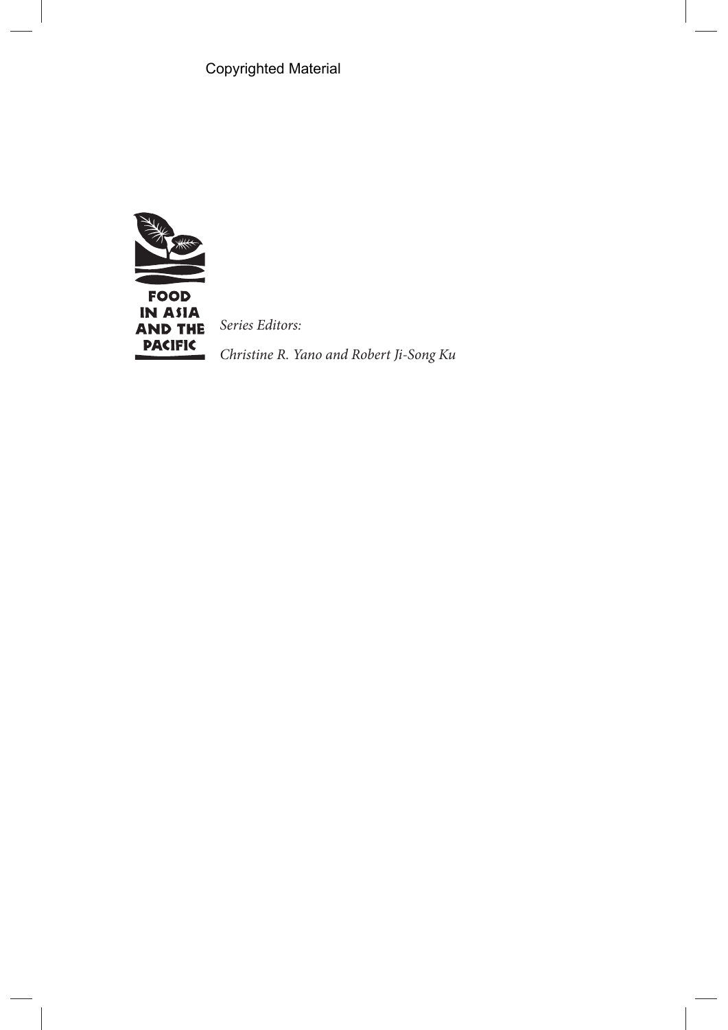FOOD IN ASIA AND THE PACIFIC

*Series Editors:*

*Christine R. Yano and Robert Ji-Song Ku*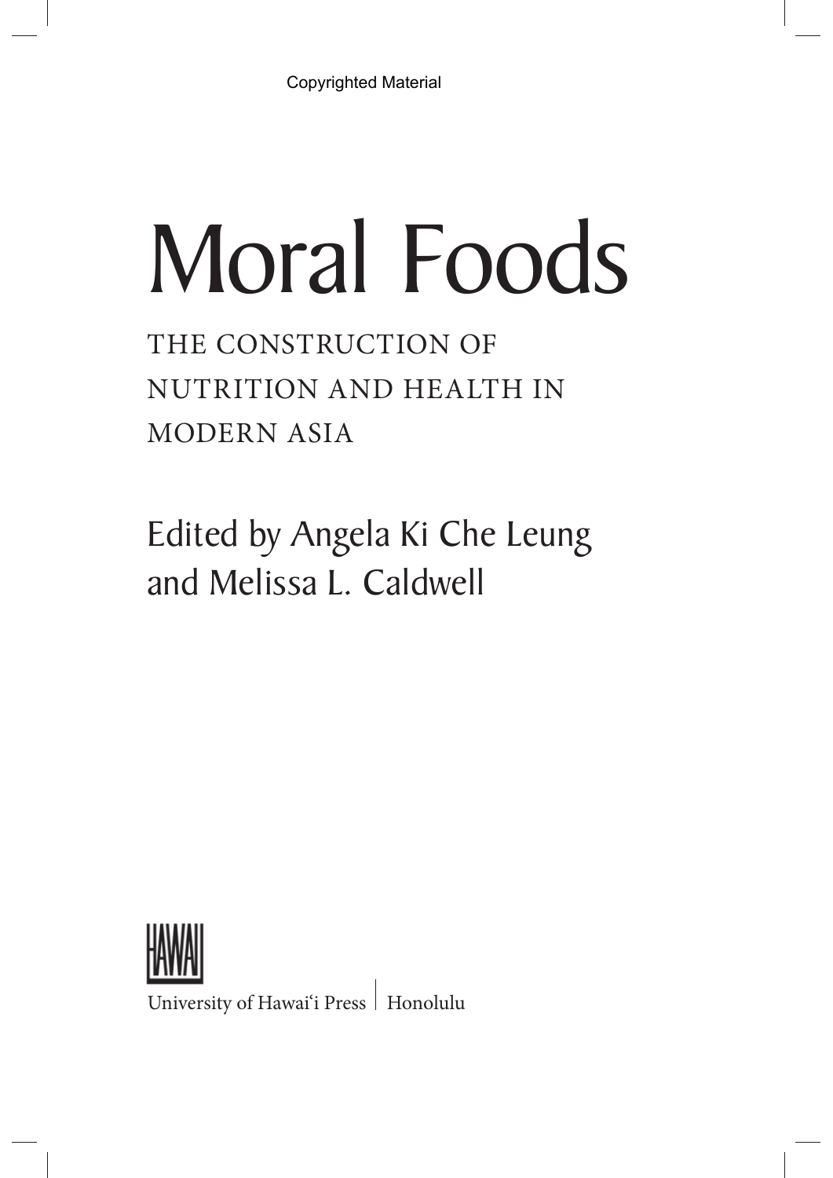Copyrighted Material

# Moral Foods

## THE CONSTRUCTION OF NUTRITION AND HEALTH IN MODERN ASIA

Edited by Angela Ki Che Leung and Melissa L. Caldwell

HAWAI

University of Hawaiʻi Press | Honolulu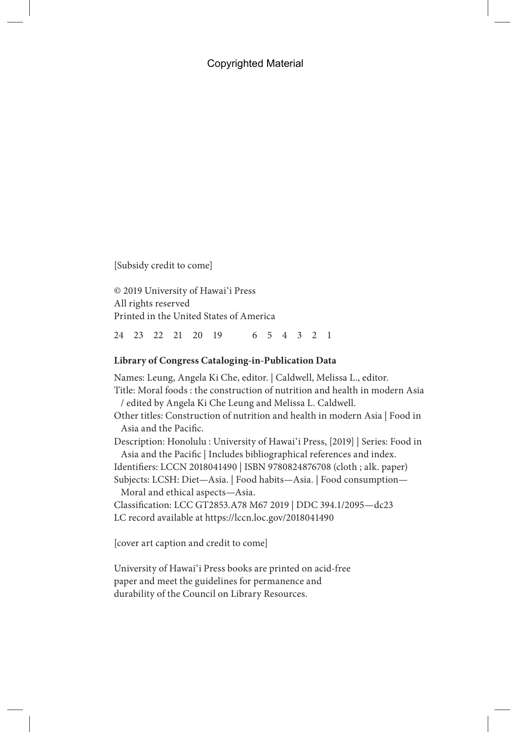[Subsidy credit to come]

© 2019 University of Hawaiʻi Press
All rights reserved
Printed in the United States of America

24 23 22 21 20 19 6 5 4 3 2 1

**Library of Congress Cataloging-in-Publication Data**

Names: Leung, Angela Ki Che, editor. | Caldwell, Melissa L., editor.
Title: Moral foods : the construction of nutrition and health in modern Asia / edited by Angela Ki Che Leung and Melissa L. Caldwell.
Other titles: Construction of nutrition and health in modern Asia | Food in Asia and the Pacific.
Description: Honolulu : University of Hawaiʻi Press, [2019] | Series: Food in Asia and the Pacific | Includes bibliographical references and index.
Identifiers: LCCN 2018041490 | ISBN 9780824876708 (cloth ; alk. paper)
Subjects: LCSH: Diet—Asia. | Food habits—Asia. | Food consumption—Moral and ethical aspects—Asia.
Classification: LCC GT2853.A78 M67 2019 | DDC 394.1/2095—dc23
LC record available at https://lccn.loc.gov/2018041490

[cover art caption and credit to come]

University of Hawaiʻi Press books are printed on acid-free paper and meet the guidelines for permanence and durability of the Council on Library Resources.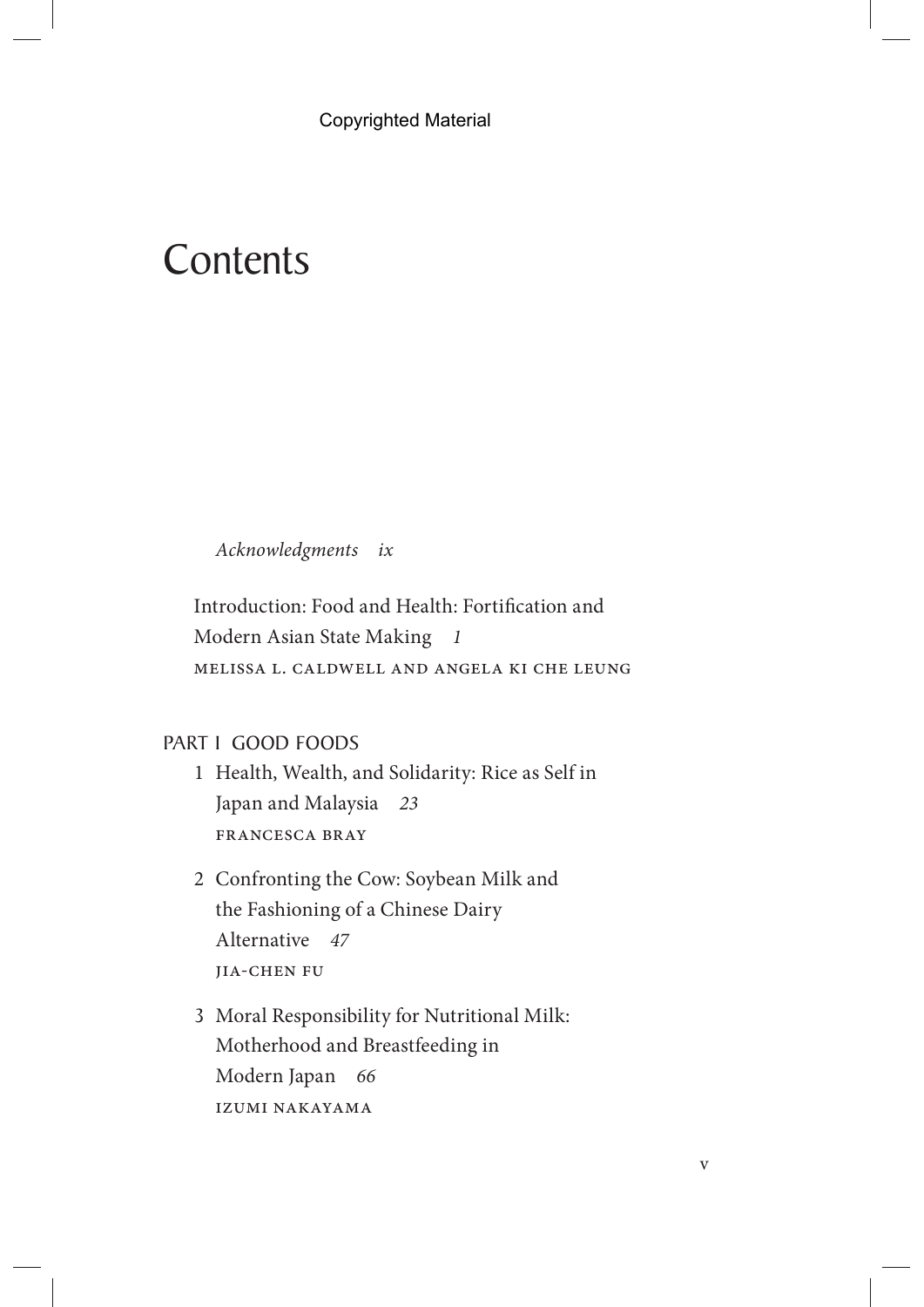# Contents

*Acknowledgments ix*

Introduction: Food and Health: Fortification and Modern Asian State Making *1*
MELISSA L. CALDWELL AND ANGELA KI CHE LEUNG

## PART I GOOD FOODS

1 Health, Wealth, and Solidarity: Rice as Self in Japan and Malaysia *23*
FRANCESCA BRAY

2 Confronting the Cow: Soybean Milk and the Fashioning of a Chinese Dairy Alternative *47*
JIA-CHEN FU

3 Moral Responsibility for Nutritional Milk: Motherhood and Breastfeeding in Modern Japan *66*
IZUMI NAKAYAMA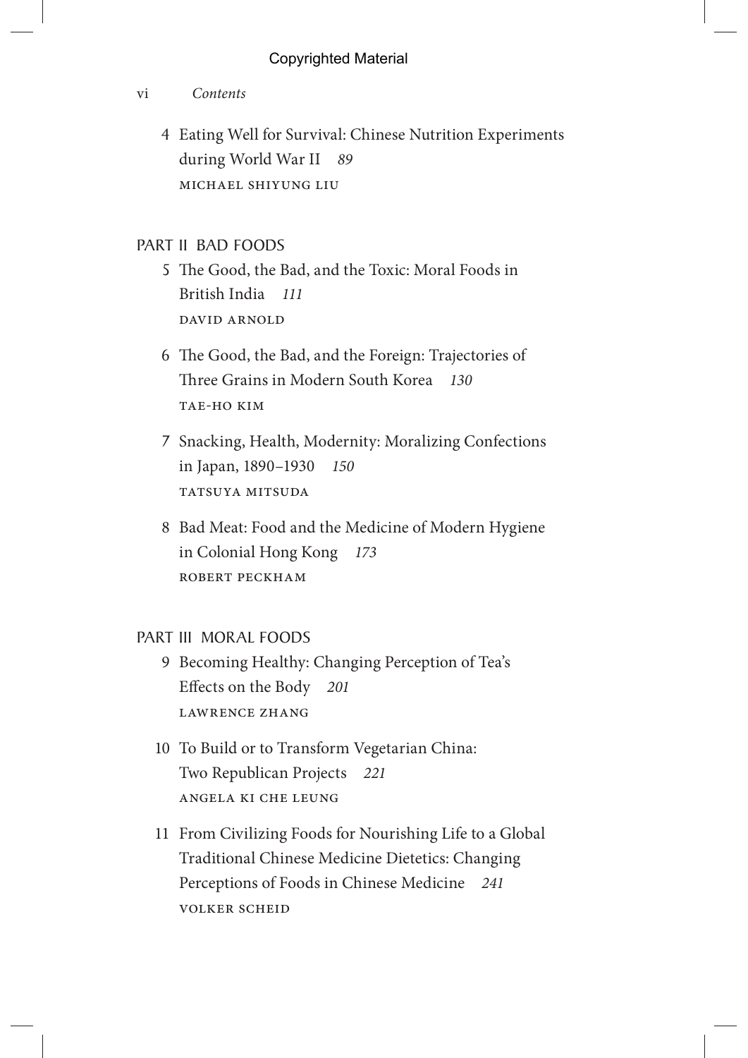4 Eating Well for Survival: Chinese Nutrition Experiments during World War II *89*
MICHAEL SHIYUNG LIU

## PART II BAD FOODS

5 The Good, the Bad, and the Toxic: Moral Foods in British India *111*
DAVID ARNOLD

6 The Good, the Bad, and the Foreign: Trajectories of Three Grains in Modern South Korea *130*
TAE-HO KIM

7 Snacking, Health, Modernity: Moralizing Confections in Japan, 1890–1930 *150*
TATSUYA MITSUDA

8 Bad Meat: Food and the Medicine of Modern Hygiene in Colonial Hong Kong *173*
ROBERT PECKHAM

## PART III MORAL FOODS

9 Becoming Healthy: Changing Perception of Tea's Effects on the Body *201*
LAWRENCE ZHANG

10 To Build or to Transform Vegetarian China: Two Republican Projects *221*
ANGELA KI CHE LEUNG

11 From Civilizing Foods for Nourishing Life to a Global Traditional Chinese Medicine Dietetics: Changing Perceptions of Foods in Chinese Medicine *241*
VOLKER SCHEID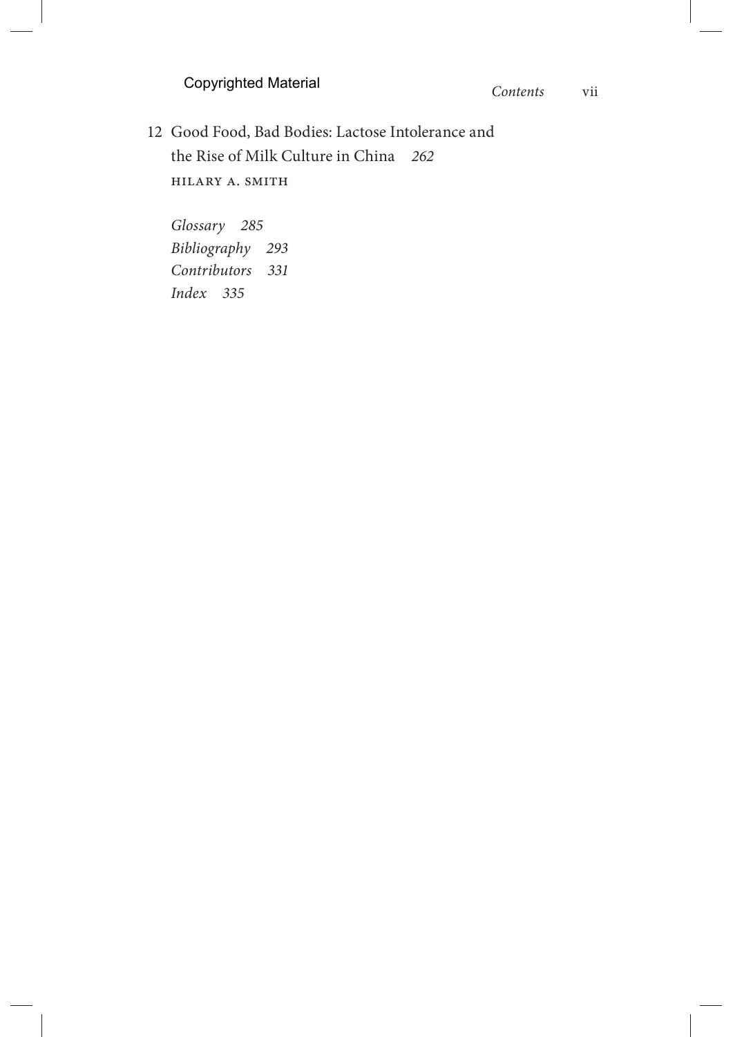12 Good Food, Bad Bodies: Lactose Intolerance and the Rise of Milk Culture in China *262*
HILARY A. SMITH

*Glossary 285*
*Bibliography 293*
*Contributors 331*
*Index 335*